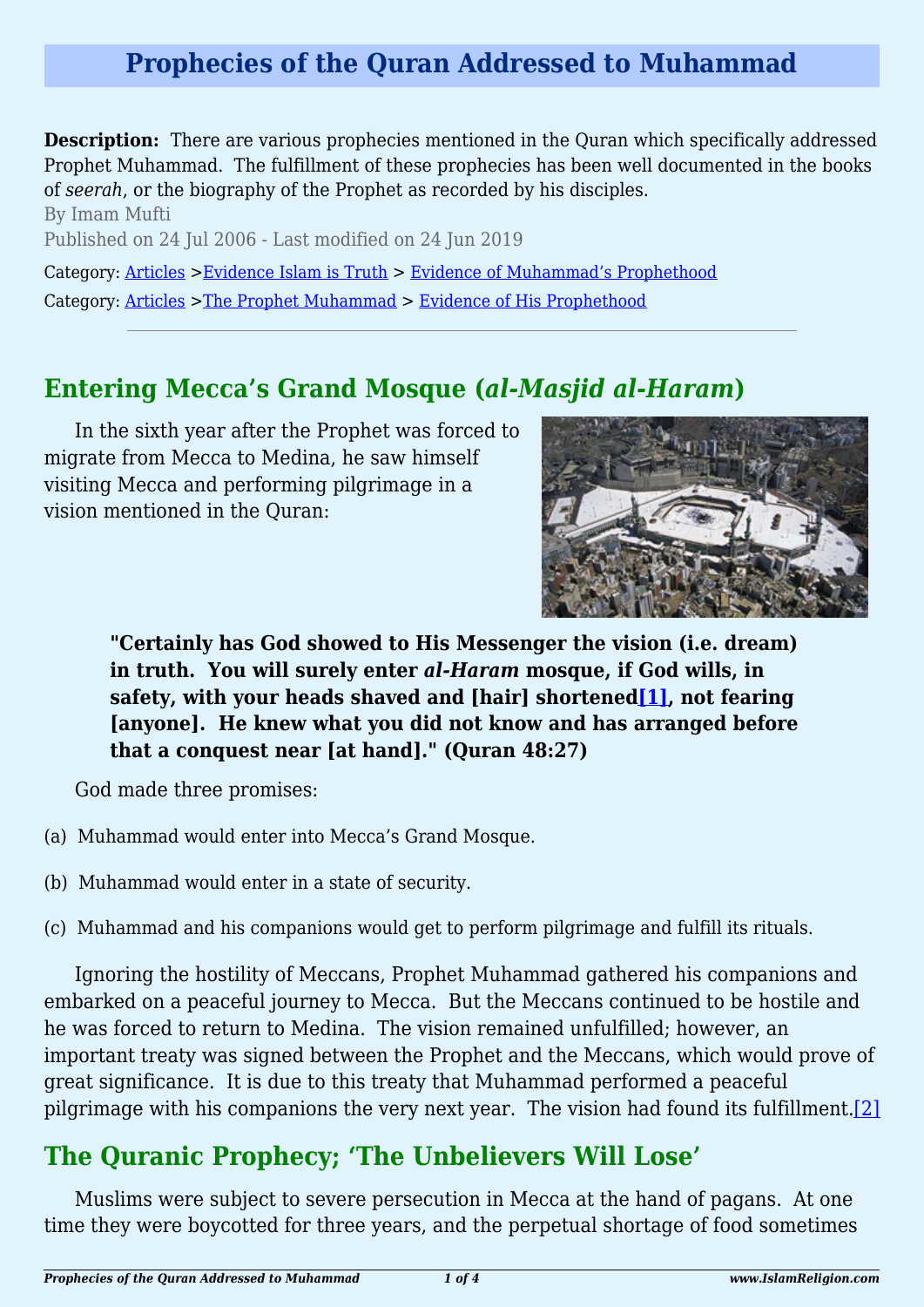# Prophecies of the Quran Addressed to Muhammad

**Description:** There are various prophecies mentioned in the Quran which specifically addressed Prophet Muhammad. The fulfillment of these prophecies has been well documented in the books of *seerah*, or the biography of the Prophet as recorded by his disciples.

By Imam Mufti

Published on 24 Jul 2006 - Last modified on 24 Jun 2019

Category: Articles >Evidence Islam is Truth > Evidence of Muhammad's Prophethood

Category: Articles >The Prophet Muhammad > Evidence of His Prophethood

---

## Entering Mecca's Grand Mosque (*al-Masjid al-Haram*)

In the sixth year after the Prophet was forced to migrate from Mecca to Medina, he saw himself visiting Mecca and performing pilgrimage in a vision mentioned in the Quran:

> **"Certainly has God showed to His Messenger the vision (i.e. dream) in truth. You will surely enter *al-Haram* mosque, if God wills, in safety, with your heads shaved and [hair] shortened[1], not fearing [anyone]. He knew what you did not know and has arranged before that a conquest near [at hand]." (Quran 48:27)**

God made three promises:

(a) Muhammad would enter into Mecca's Grand Mosque.

(b) Muhammad would enter in a state of security.

(c) Muhammad and his companions would get to perform pilgrimage and fulfill its rituals.

Ignoring the hostility of Meccans, Prophet Muhammad gathered his companions and embarked on a peaceful journey to Mecca. But the Meccans continued to be hostile and he was forced to return to Medina. The vision remained unfulfilled; however, an important treaty was signed between the Prophet and the Meccans, which would prove of great significance. It is due to this treaty that Muhammad performed a peaceful pilgrimage with his companions the very next year. The vision had found its fulfillment.[2]

## The Quranic Prophecy; 'The Unbelievers Will Lose'

Muslims were subject to severe persecution in Mecca at the hand of pagans. At one time they were boycotted for three years, and the perpetual shortage of food sometimes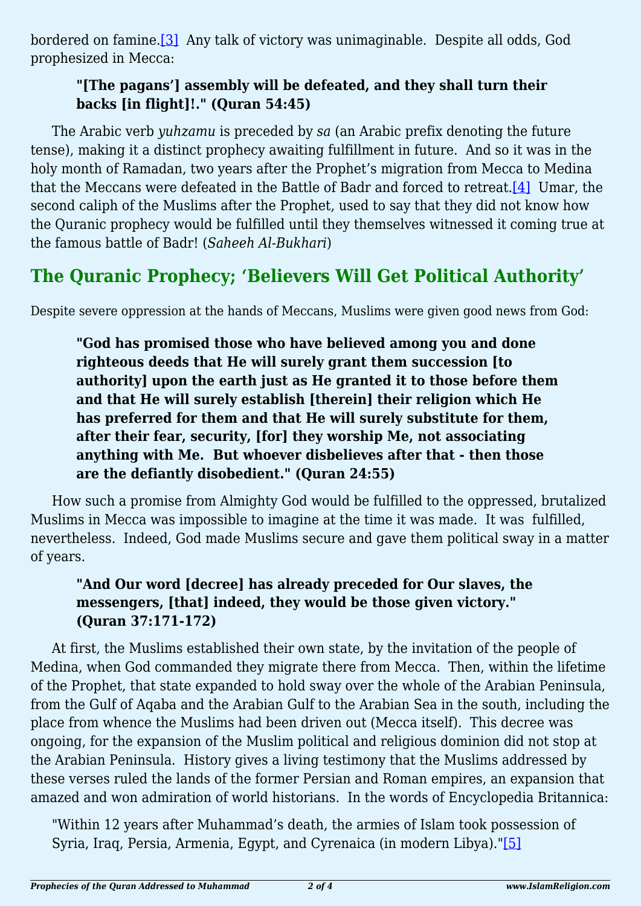bordered on famine.[3] Any talk of victory was unimaginable. Despite all odds, God prophesized in Mecca:

> **"[The pagans'] assembly will be defeated, and they shall turn their backs [in flight]!." (Quran 54:45)**

The Arabic verb *yuhzamu* is preceded by *sa* (an Arabic prefix denoting the future tense), making it a distinct prophecy awaiting fulfillment in future. And so it was in the holy month of Ramadan, two years after the Prophet's migration from Mecca to Medina that the Meccans were defeated in the Battle of Badr and forced to retreat.[4] Umar, the second caliph of the Muslims after the Prophet, used to say that they did not know how the Quranic prophecy would be fulfilled until they themselves witnessed it coming true at the famous battle of Badr! (*Saheeh Al-Bukhari*)

## The Quranic Prophecy; 'Believers Will Get Political Authority'

Despite severe oppression at the hands of Meccans, Muslims were given good news from God:

> **"God has promised those who have believed among you and done righteous deeds that He will surely grant them succession [to authority] upon the earth just as He granted it to those before them and that He will surely establish [therein] their religion which He has preferred for them and that He will surely substitute for them, after their fear, security, [for] they worship Me, not associating anything with Me. But whoever disbelieves after that - then those are the defiantly disobedient." (Quran 24:55)**

How such a promise from Almighty God would be fulfilled to the oppressed, brutalized Muslims in Mecca was impossible to imagine at the time it was made. It was fulfilled, nevertheless. Indeed, God made Muslims secure and gave them political sway in a matter of years.

> **"And Our word [decree] has already preceded for Our slaves, the messengers, [that] indeed, they would be those given victory." (Quran 37:171-172)**

At first, the Muslims established their own state, by the invitation of the people of Medina, when God commanded they migrate there from Mecca. Then, within the lifetime of the Prophet, that state expanded to hold sway over the whole of the Arabian Peninsula, from the Gulf of Aqaba and the Arabian Gulf to the Arabian Sea in the south, including the place from whence the Muslims had been driven out (Mecca itself). This decree was ongoing, for the expansion of the Muslim political and religious dominion did not stop at the Arabian Peninsula. History gives a living testimony that the Muslims addressed by these verses ruled the lands of the former Persian and Roman empires, an expansion that amazed and won admiration of world historians. In the words of Encyclopedia Britannica:

> "Within 12 years after Muhammad's death, the armies of Islam took possession of Syria, Iraq, Persia, Armenia, Egypt, and Cyrenaica (in modern Libya)."[5]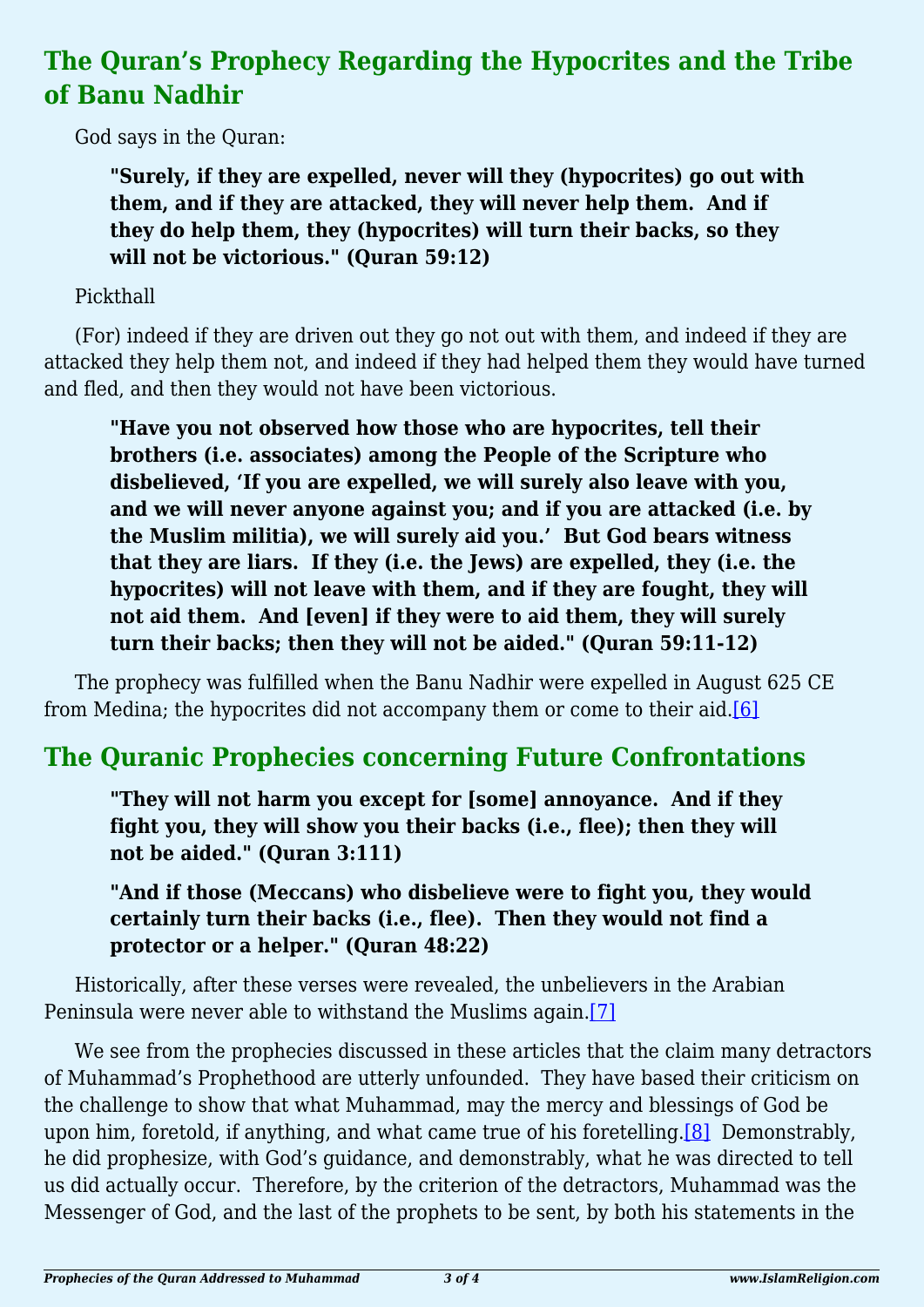## The Quran's Prophecy Regarding the Hypocrites and the Tribe of Banu Nadhir

God says in the Quran:

> **"Surely, if they are expelled, never will they (hypocrites) go out with them, and if they are attacked, they will never help them. And if they do help them, they (hypocrites) will turn their backs, so they will not be victorious." (Quran 59:12)**

Pickthall

(For) indeed if they are driven out they go not out with them, and indeed if they are attacked they help them not, and indeed if they had helped them they would have turned and fled, and then they would not have been victorious.

> **"Have you not observed how those who are hypocrites, tell their brothers (i.e. associates) among the People of the Scripture who disbelieved, 'If you are expelled, we will surely also leave with you, and we will never anyone against you; and if you are attacked (i.e. by the Muslim militia), we will surely aid you.' But God bears witness that they are liars. If they (i.e. the Jews) are expelled, they (i.e. the hypocrites) will not leave with them, and if they are fought, they will not aid them. And [even] if they were to aid them, they will surely turn their backs; then they will not be aided." (Quran 59:11-12)**

The prophecy was fulfilled when the Banu Nadhir were expelled in August 625 CE from Medina; the hypocrites did not accompany them or come to their aid.[6]

## The Quranic Prophecies concerning Future Confrontations

> **"They will not harm you except for [some] annoyance. And if they fight you, they will show you their backs (i.e., flee); then they will not be aided." (Quran 3:111)**

> **"And if those (Meccans) who disbelieve were to fight you, they would certainly turn their backs (i.e., flee). Then they would not find a protector or a helper." (Quran 48:22)**

Historically, after these verses were revealed, the unbelievers in the Arabian Peninsula were never able to withstand the Muslims again.[7]

We see from the prophecies discussed in these articles that the claim many detractors of Muhammad's Prophethood are utterly unfounded. They have based their criticism on the challenge to show that what Muhammad, may the mercy and blessings of God be upon him, foretold, if anything, and what came true of his foretelling.[8] Demonstrably, he did prophesize, with God's guidance, and demonstrably, what he was directed to tell us did actually occur. Therefore, by the criterion of the detractors, Muhammad was the Messenger of God, and the last of the prophets to be sent, by both his statements in the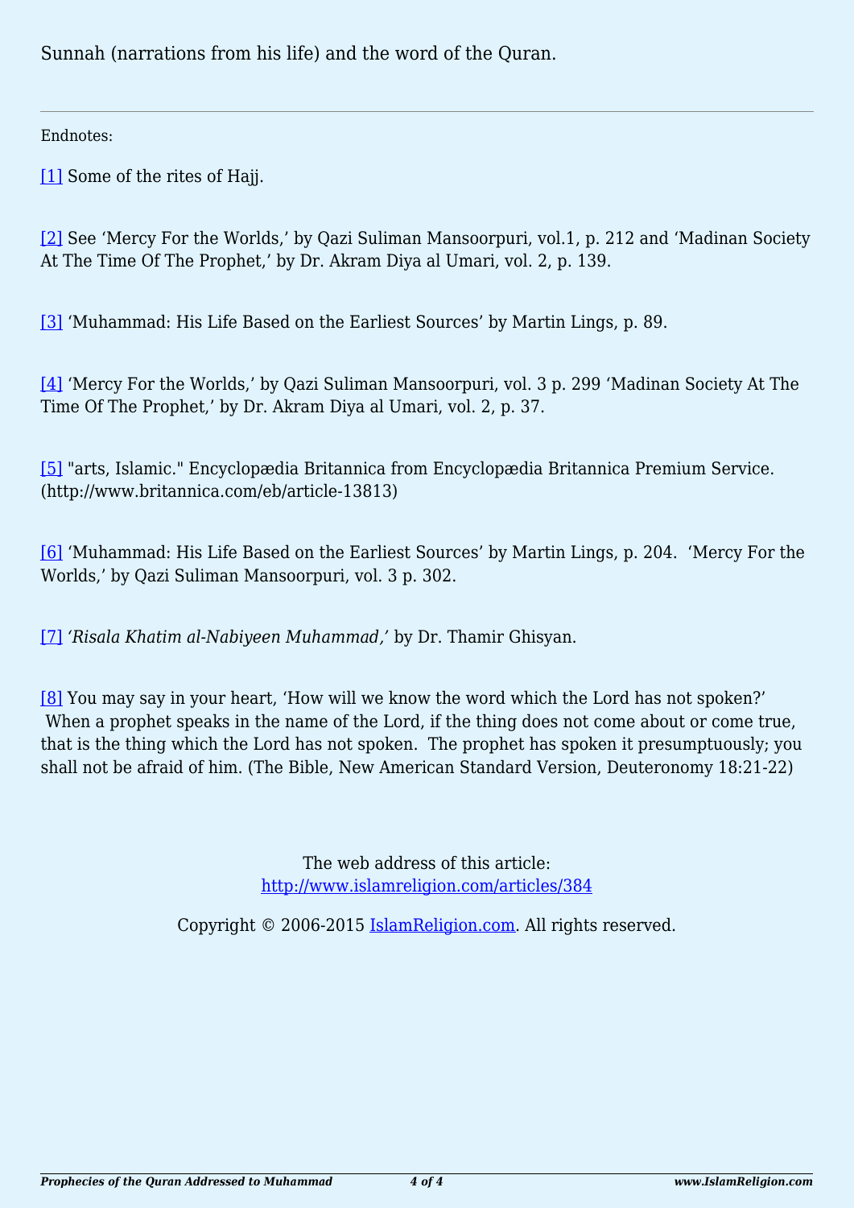Sunnah (narrations from his life) and the word of the Quran.

---

Endnotes:

[1] Some of the rites of Hajj.

[2] See 'Mercy For the Worlds,' by Qazi Suliman Mansoorpuri, vol.1, p. 212 and 'Madinan Society At The Time Of The Prophet,' by Dr. Akram Diya al Umari, vol. 2, p. 139.

[3] 'Muhammad: His Life Based on the Earliest Sources' by Martin Lings, p. 89.

[4] 'Mercy For the Worlds,' by Qazi Suliman Mansoorpuri, vol. 3 p. 299 'Madinan Society At The Time Of The Prophet,' by Dr. Akram Diya al Umari, vol. 2, p. 37.

[5] "arts, Islamic." Encyclopædia Britannica from Encyclopædia Britannica Premium Service. (http://www.britannica.com/eb/article-13813)

[6] 'Muhammad: His Life Based on the Earliest Sources' by Martin Lings, p. 204. 'Mercy For the Worlds,' by Qazi Suliman Mansoorpuri, vol. 3 p. 302.

[7] *'Risala Khatim al-Nabiyeen Muhammad,'* by Dr. Thamir Ghisyan.

[8] You may say in your heart, 'How will we know the word which the Lord has not spoken?' When a prophet speaks in the name of the Lord, if the thing does not come about or come true, that is the thing which the Lord has not spoken. The prophet has spoken it presumptuously; you shall not be afraid of him. (The Bible, New American Standard Version, Deuteronomy 18:21-22)

The web address of this article:
http://www.islamreligion.com/articles/384

Copyright © 2006-2015 IslamReligion.com. All rights reserved.